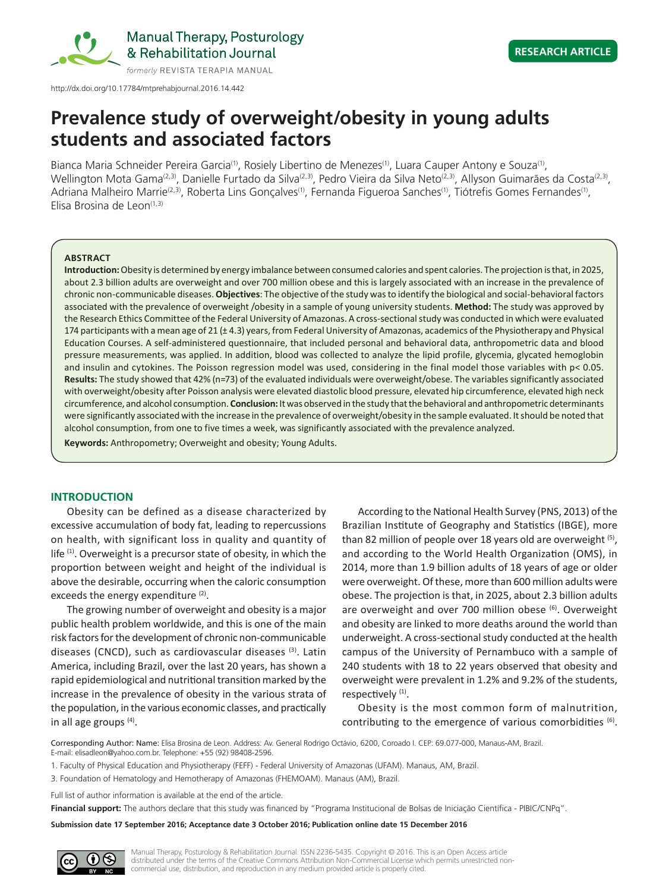http://dx.doi.org/10.17784/mtprehabjournal.2016.14.442

RESEARCH ARTICLE

# Prevalence study of overweight/obesity in young adults students and associated factors

Bianca Maria Schneider Pereira Garcia[1], Rosiely Libertino de Menezes[1], Luara Cauper Antony e Souza[1], Wellington Mota Gama[2,3], Danielle Furtado da Silva[2,3], Pedro Vieira da Silva Neto[2,3], Allyson Guimarães da Costa[2,3], Adriana Malheiro Marrie[2,3], Roberta Lins Gonçalves[1], Fernanda Figueroa Sanches[1], Tiótrefis Gomes Fernandes[1], Elisa Brosina de Leon[1,3]

## ABSTRACT

**Introduction:** Obesity is determined by energy imbalance between consumed calories and spent calories. The projection is that, in 2025, about 2.3 billion adults are overweight and over 700 million obese and this is largely associated with an increase in the prevalence of chronic non-communicable diseases. **Objectives**: The objective of the study was to identify the biological and social-behavioral factors associated with the prevalence of overweight /obesity in a sample of young university students. **Method:** The study was approved by the Research Ethics Committee of the Federal University of Amazonas. A cross-sectional study was conducted in which were evaluated 174 participants with a mean age of 21 (± 4.3) years, from Federal University of Amazonas, academics of the Physiotherapy and Physical Education Courses. A self-administered questionnaire, that included personal and behavioral data, anthropometric data and blood pressure measurements, was applied. In addition, blood was collected to analyze the lipid profile, glycemia, glycated hemoglobin and insulin and cytokines. The Poisson regression model was used, considering in the final model those variables with p< 0.05. **Results:** The study showed that 42% (n=73) of the evaluated individuals were overweight/obese. The variables significantly associated with overweight/obesity after Poisson analysis were elevated diastolic blood pressure, elevated hip circumference, elevated high neck circumference, and alcohol consumption. **Conclusion:** It was observed in the study that the behavioral and anthropometric determinants were significantly associated with the increase in the prevalence of overweight/obesity in the sample evaluated. It should be noted that alcohol consumption, from one to five times a week, was significantly associated with the prevalence analyzed.

**Keywords:** Anthropometry; Overweight and obesity; Young Adults.

## INTRODUCTION

Obesity can be defined as a disease characterized by excessive accumulation of body fat, leading to repercussions on health, with significant loss in quality and quantity of life [1]. Overweight is a precursor state of obesity, in which the proportion between weight and height of the individual is above the desirable, occurring when the caloric consumption exceeds the energy expenditure [2].

The growing number of overweight and obesity is a major public health problem worldwide, and this is one of the main risk factors for the development of chronic non-communicable diseases (CNCD), such as cardiovascular diseases [3]. Latin America, including Brazil, over the last 20 years, has shown a rapid epidemiological and nutritional transition marked by the increase in the prevalence of obesity in the various strata of the population, in the various economic classes, and practically in all age groups [4].

According to the National Health Survey (PNS, 2013) of the Brazilian Institute of Geography and Statistics (IBGE), more than 82 million of people over 18 years old are overweight [5], and according to the World Health Organization (OMS), in 2014, more than 1.9 billion adults of 18 years of age or older were overweight. Of these, more than 600 million adults were obese. The projection is that, in 2025, about 2.3 billion adults are overweight and over 700 million obese [6]. Overweight and obesity are linked to more deaths around the world than underweight. A cross-sectional study conducted at the health campus of the University of Pernambuco with a sample of 240 students with 18 to 22 years observed that obesity and overweight were prevalent in 1.2% and 9.2% of the students, respectively [1].

Obesity is the most common form of malnutrition, contributing to the emergence of various comorbidities [6].

Corresponding Author: Name: Elisa Brosina de Leon. Address: Av. General Rodrigo Octávio, 6200, Coroado I. CEP: 69.077-000, Manaus-AM, Brazil. E-mail: elisadleon@yahoo.com.br. Telephone: +55 (92) 98408-2596.

1. Faculty of Physical Education and Physiotherapy (FEFF) - Federal University of Amazonas (UFAM). Manaus, AM, Brazil.

3. Foundation of Hematology and Hemotherapy of Amazonas (FHEMOAM). Manaus (AM), Brazil.

Full list of author information is available at the end of the article.

**Financial support:** The authors declare that this study was financed by "Programa Institucional de Bolsas de Iniciação Científica - PIBIC/CNPq".

**Submission date 17 September 2016; Acceptance date 3 October 2016; Publication online date 15 December 2016**

Manual Therapy, Posturology & Rehabilitation Journal. ISSN 2236-5435. Copyright © 2016. This is an Open Access article distributed under the terms of the Creative Commons Attribution Non-Commercial License which permits unrestricted non-commercial use, distribution, and reproduction in any medium provided article is properly cited.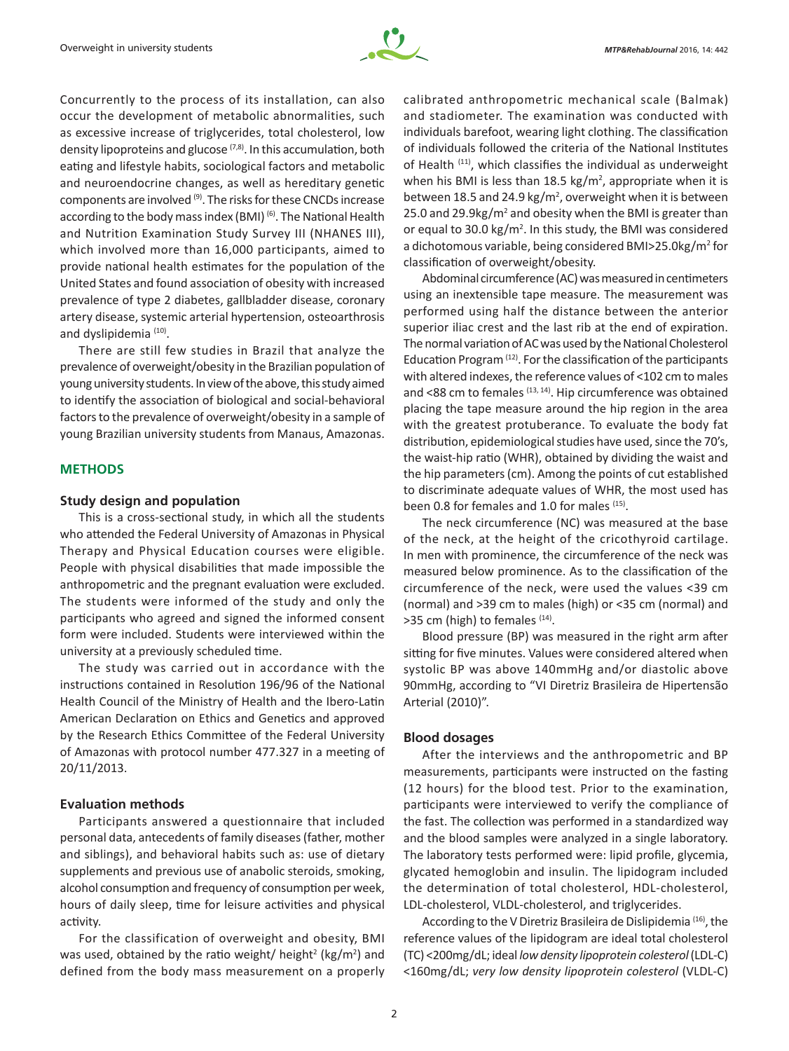Concurrently to the process of its installation, can also occur the development of metabolic abnormalities, such as excessive increase of triglycerides, total cholesterol, low density lipoproteins and glucose [7,8]. In this accumulation, both eating and lifestyle habits, sociological factors and metabolic and neuroendocrine changes, as well as hereditary genetic components are involved [9]. The risks for these CNCDs increase according to the body mass index (BMI) [6]. The National Health and Nutrition Examination Study Survey III (NHANES III), which involved more than 16,000 participants, aimed to provide national health estimates for the population of the United States and found association of obesity with increased prevalence of type 2 diabetes, gallbladder disease, coronary artery disease, systemic arterial hypertension, osteoarthrosis and dyslipidemia [10].

There are still few studies in Brazil that analyze the prevalence of overweight/obesity in the Brazilian population of young university students. In view of the above, this study aimed to identify the association of biological and social-behavioral factors to the prevalence of overweight/obesity in a sample of young Brazilian university students from Manaus, Amazonas.

## METHODS

### Study design and population

This is a cross-sectional study, in which all the students who attended the Federal University of Amazonas in Physical Therapy and Physical Education courses were eligible. People with physical disabilities that made impossible the anthropometric and the pregnant evaluation were excluded. The students were informed of the study and only the participants who agreed and signed the informed consent form were included. Students were interviewed within the university at a previously scheduled time.

The study was carried out in accordance with the instructions contained in Resolution 196/96 of the National Health Council of the Ministry of Health and the Ibero-Latin American Declaration on Ethics and Genetics and approved by the Research Ethics Committee of the Federal University of Amazonas with protocol number 477.327 in a meeting of 20/11/2013.

### Evaluation methods

Participants answered a questionnaire that included personal data, antecedents of family diseases (father, mother and siblings), and behavioral habits such as: use of dietary supplements and previous use of anabolic steroids, smoking, alcohol consumption and frequency of consumption per week, hours of daily sleep, time for leisure activities and physical activity.

For the classification of overweight and obesity, BMI was used, obtained by the ratio weight/ height$^2$ (kg/m$^2$) and defined from the body mass measurement on a properly calibrated anthropometric mechanical scale (Balmak) and stadiometer. The examination was conducted with individuals barefoot, wearing light clothing. The classification of individuals followed the criteria of the National Institutes of Health [11], which classifies the individual as underweight when his BMI is less than 18.5 kg/m$^2$, appropriate when it is between 18.5 and 24.9 kg/m$^2$, overweight when it is between 25.0 and 29.9kg/m$^2$ and obesity when the BMI is greater than or equal to 30.0 kg/m$^2$. In this study, the BMI was considered a dichotomous variable, being considered BMI>25.0kg/m$^2$ for classification of overweight/obesity.

Abdominal circumference (AC) was measured in centimeters using an inextensible tape measure. The measurement was performed using half the distance between the anterior superior iliac crest and the last rib at the end of expiration. The normal variation of AC was used by the National Cholesterol Education Program [12]. For the classification of the participants with altered indexes, the reference values of <102 cm to males and <88 cm to females [13, 14]. Hip circumference was obtained placing the tape measure around the hip region in the area with the greatest protuberance. To evaluate the body fat distribution, epidemiological studies have used, since the 70's, the waist-hip ratio (WHR), obtained by dividing the waist and the hip parameters (cm). Among the points of cut established to discriminate adequate values of WHR, the most used has been 0.8 for females and 1.0 for males [15].

The neck circumference (NC) was measured at the base of the neck, at the height of the cricothyroid cartilage. In men with prominence, the circumference of the neck was measured below prominence. As to the classification of the circumference of the neck, were used the values <39 cm (normal) and >39 cm to males (high) or <35 cm (normal) and >35 cm (high) to females [14].

Blood pressure (BP) was measured in the right arm after sitting for five minutes. Values were considered altered when systolic BP was above 140mmHg and/or diastolic above 90mmHg, according to "VI Diretriz Brasileira de Hipertensão Arterial (2010)".

### Blood dosages

After the interviews and the anthropometric and BP measurements, participants were instructed on the fasting (12 hours) for the blood test. Prior to the examination, participants were interviewed to verify the compliance of the fast. The collection was performed in a standardized way and the blood samples were analyzed in a single laboratory. The laboratory tests performed were: lipid profile, glycemia, glycated hemoglobin and insulin. The lipidogram included the determination of total cholesterol, HDL-cholesterol, LDL-cholesterol, VLDL-cholesterol, and triglycerides.

According to the V Diretriz Brasileira de Dislipidemia [16], the reference values of the lipidogram are ideal total cholesterol (TC) <200mg/dL; ideal *low density lipoprotein colesterol* (LDL-C) <160mg/dL; *very low density lipoprotein colesterol* (VLDL-C)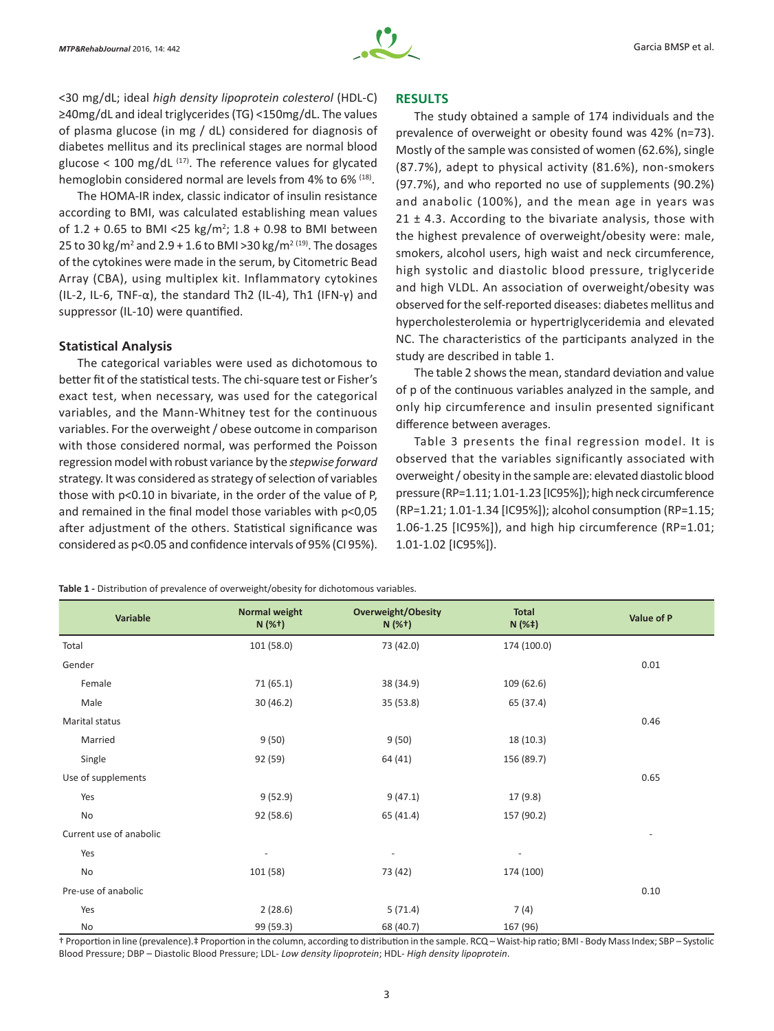<30 mg/dL; ideal *high density lipoprotein colesterol* (HDL-C) ≥40mg/dL and ideal triglycerides (TG) <150mg/dL. The values of plasma glucose (in mg / dL) considered for diagnosis of diabetes mellitus and its preclinical stages are normal blood glucose < 100 mg/dL [17]. The reference values for glycated hemoglobin considered normal are levels from 4% to 6% [18].

The HOMA-IR index, classic indicator of insulin resistance according to BMI, was calculated establishing mean values of 1.2 + 0.65 to BMI <25 kg/m$^2$; 1.8 + 0.98 to BMI between 25 to 30 kg/m$^2$ and 2.9 + 1.6 to BMI >30 kg/m$^2$ [19]. The dosages of the cytokines were made in the serum, by Citometric Bead Array (CBA), using multiplex kit. Inflammatory cytokines (IL-2, IL-6, TNF-α), the standard Th2 (IL-4), Th1 (IFN-γ) and suppressor (IL-10) were quantified.

### Statistical Analysis

The categorical variables were used as dichotomous to better fit of the statistical tests. The chi-square test or Fisher's exact test, when necessary, was used for the categorical variables, and the Mann-Whitney test for the continuous variables. For the overweight / obese outcome in comparison with those considered normal, was performed the Poisson regression model with robust variance by the *stepwise forward* strategy. It was considered as strategy of selection of variables those with p<0.10 in bivariate, in the order of the value of P, and remained in the final model those variables with p<0,05 after adjustment of the others. Statistical significance was considered as p<0.05 and confidence intervals of 95% (CI 95%).

## RESULTS

The study obtained a sample of 174 individuals and the prevalence of overweight or obesity found was 42% (n=73). Mostly of the sample was consisted of women (62.6%), single (87.7%), adept to physical activity (81.6%), non-smokers (97.7%), and who reported no use of supplements (90.2%) and anabolic (100%), and the mean age in years was 21 ± 4.3. According to the bivariate analysis, those with the highest prevalence of overweight/obesity were: male, smokers, alcohol users, high waist and neck circumference, high systolic and diastolic blood pressure, triglyceride and high VLDL. An association of overweight/obesity was observed for the self-reported diseases: diabetes mellitus and hypercholesterolemia or hypertriglyceridemia and elevated NC. The characteristics of the participants analyzed in the study are described in table 1.

The table 2 shows the mean, standard deviation and value of p of the continuous variables analyzed in the sample, and only hip circumference and insulin presented significant difference between averages.

Table 3 presents the final regression model. It is observed that the variables significantly associated with overweight / obesity in the sample are: elevated diastolic blood pressure (RP=1.11; 1.01-1.23 [IC95%]); high neck circumference (RP=1.21; 1.01-1.34 [IC95%]); alcohol consumption (RP=1.15; 1.06-1.25 [IC95%]), and high hip circumference (RP=1.01; 1.01-1.02 [IC95%]).

**Table 1 -** Distribution of prevalence of overweight/obesity for dichotomous variables.

| Variable | Normal weight N (%†) | Overweight/Obesity N (%†) | Total N (%‡) | Value of P |
|---|---|---|---|---|
| Total | 101 (58.0) | 73 (42.0) | 174 (100.0) | |
| Gender | | | | 0.01 |
| Female | 71 (65.1) | 38 (34.9) | 109 (62.6) | |
| Male | 30 (46.2) | 35 (53.8) | 65 (37.4) | |
| Marital status | | | | 0.46 |
| Married | 9 (50) | 9 (50) | 18 (10.3) | |
| Single | 92 (59) | 64 (41) | 156 (89.7) | |
| Use of supplements | | | | 0.65 |
| Yes | 9 (52.9) | 9 (47.1) | 17 (9.8) | |
| No | 92 (58.6) | 65 (41.4) | 157 (90.2) | |
| Current use of anabolic | | | | - |
| Yes | - | - | - | |
| No | 101 (58) | 73 (42) | 174 (100) | |
| Pre-use of anabolic | | | | 0.10 |
| Yes | 2 (28.6) | 5 (71.4) | 7 (4) | |
| No | 99 (59.3) | 68 (40.7) | 167 (96) | |

† Proportion in line (prevalence).‡ Proportion in the column, according to distribution in the sample. RCQ – Waist-hip ratio; BMI - Body Mass Index; SBP – Systolic Blood Pressure; DBP – Diastolic Blood Pressure; LDL- *Low density lipoprotein*; HDL- *High density lipoprotein*.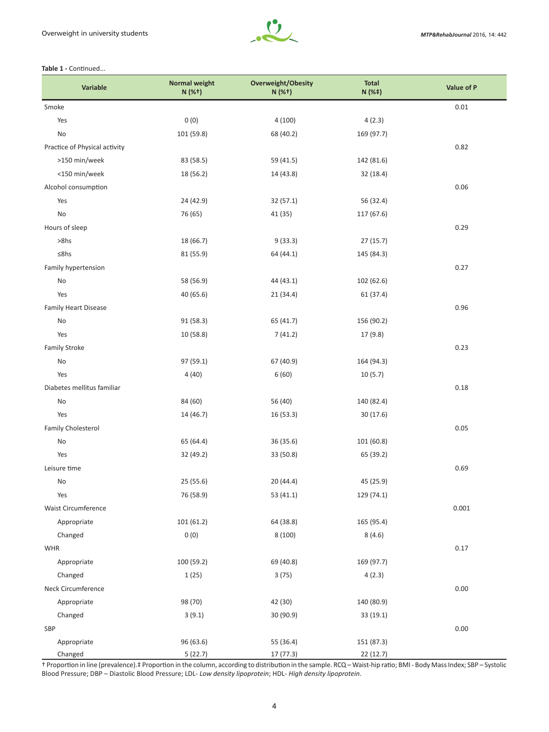**Table 1 -** Continued...

| Variable | Normal weight N (%†) | Overweight/Obesity N (%†) | Total N (%‡) | Value of P |
|---|---|---|---|---|
| Smoke | | | | 0.01 |
| Yes | 0 (0) | 4 (100) | 4 (2.3) | |
| No | 101 (59.8) | 68 (40.2) | 169 (97.7) | |
| Practice of Physical activity | | | | 0.82 |
| >150 min/week | 83 (58.5) | 59 (41.5) | 142 (81.6) | |
| <150 min/week | 18 (56.2) | 14 (43.8) | 32 (18.4) | |
| Alcohol consumption | | | | 0.06 |
| Yes | 24 (42.9) | 32 (57.1) | 56 (32.4) | |
| No | 76 (65) | 41 (35) | 117 (67.6) | |
| Hours of sleep | | | | 0.29 |
| >8hs | 18 (66.7) | 9 (33.3) | 27 (15.7) | |
| ≤8hs | 81 (55.9) | 64 (44.1) | 145 (84.3) | |
| Family hypertension | | | | 0.27 |
| No | 58 (56.9) | 44 (43.1) | 102 (62.6) | |
| Yes | 40 (65.6) | 21 (34.4) | 61 (37.4) | |
| Family Heart Disease | | | | 0.96 |
| No | 91 (58.3) | 65 (41.7) | 156 (90.2) | |
| Yes | 10 (58.8) | 7 (41.2) | 17 (9.8) | |
| Family Stroke | | | | 0.23 |
| No | 97 (59.1) | 67 (40.9) | 164 (94.3) | |
| Yes | 4 (40) | 6 (60) | 10 (5.7) | |
| Diabetes mellitus familiar | | | | 0.18 |
| No | 84 (60) | 56 (40) | 140 (82.4) | |
| Yes | 14 (46.7) | 16 (53.3) | 30 (17.6) | |
| Family Cholesterol | | | | 0.05 |
| No | 65 (64.4) | 36 (35.6) | 101 (60.8) | |
| Yes | 32 (49.2) | 33 (50.8) | 65 (39.2) | |
| Leisure time | | | | 0.69 |
| No | 25 (55.6) | 20 (44.4) | 45 (25.9) | |
| Yes | 76 (58.9) | 53 (41.1) | 129 (74.1) | |
| Waist Circumference | | | | 0.001 |
| Appropriate | 101 (61.2) | 64 (38.8) | 165 (95.4) | |
| Changed | 0 (0) | 8 (100) | 8 (4.6) | |
| WHR | | | | 0.17 |
| Appropriate | 100 (59.2) | 69 (40.8) | 169 (97.7) | |
| Changed | 1 (25) | 3 (75) | 4 (2.3) | |
| Neck Circumference | | | | 0.00 |
| Appropriate | 98 (70) | 42 (30) | 140 (80.9) | |
| Changed | 3 (9.1) | 30 (90.9) | 33 (19.1) | |
| SBP | | | | 0.00 |
| Appropriate | 96 (63.6) | 55 (36.4) | 151 (87.3) | |
| Changed | 5 (22.7) | 17 (77.3) | 22 (12.7) | |

† Proportion in line (prevalence).‡ Proportion in the column, according to distribution in the sample. RCQ – Waist-hip ratio; BMI - Body Mass Index; SBP – Systolic Blood Pressure; DBP – Diastolic Blood Pressure; LDL- *Low density lipoprotein*; HDL- *High density lipoprotein*.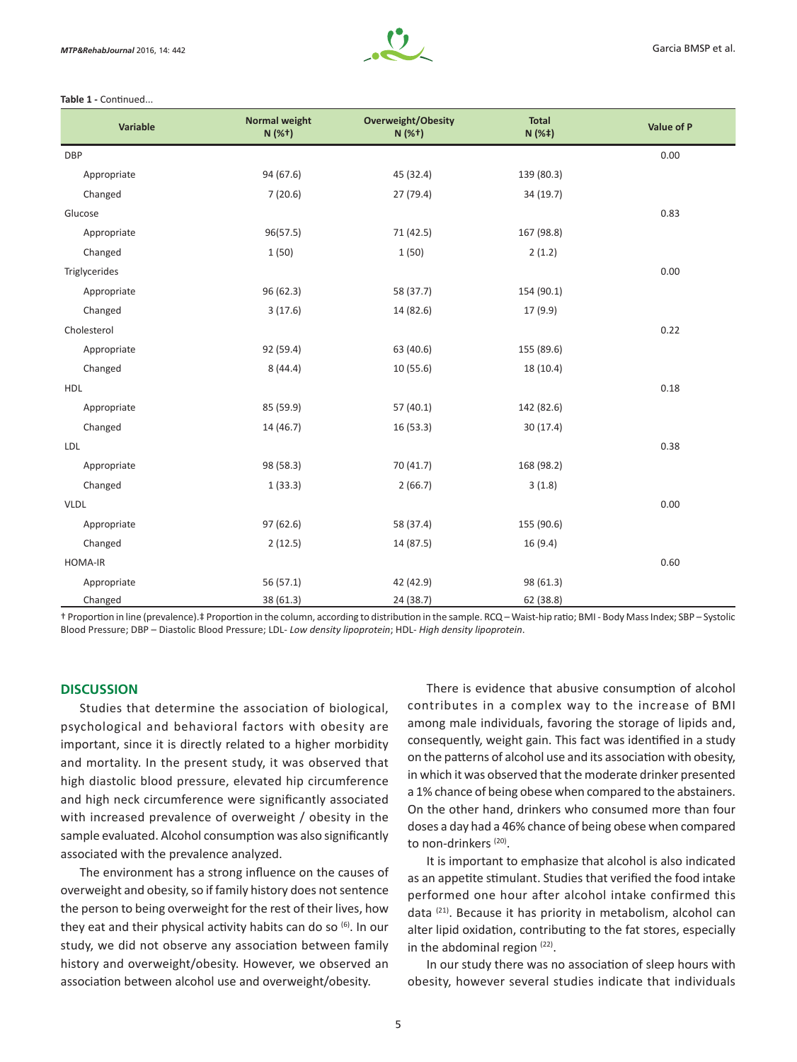**Table 1 -** Continued...

| Variable | Normal weight N (%†) | Overweight/Obesity N (%†) | Total N (%‡) | Value of P |
|---|---|---|---|---|
| DBP | | | | 0.00 |
| Appropriate | 94 (67.6) | 45 (32.4) | 139 (80.3) | |
| Changed | 7 (20.6) | 27 (79.4) | 34 (19.7) | |
| Glucose | | | | 0.83 |
| Appropriate | 96(57.5) | 71 (42.5) | 167 (98.8) | |
| Changed | 1 (50) | 1 (50) | 2 (1.2) | |
| Triglycerides | | | | 0.00 |
| Appropriate | 96 (62.3) | 58 (37.7) | 154 (90.1) | |
| Changed | 3 (17.6) | 14 (82.6) | 17 (9.9) | |
| Cholesterol | | | | 0.22 |
| Appropriate | 92 (59.4) | 63 (40.6) | 155 (89.6) | |
| Changed | 8 (44.4) | 10 (55.6) | 18 (10.4) | |
| HDL | | | | 0.18 |
| Appropriate | 85 (59.9) | 57 (40.1) | 142 (82.6) | |
| Changed | 14 (46.7) | 16 (53.3) | 30 (17.4) | |
| LDL | | | | 0.38 |
| Appropriate | 98 (58.3) | 70 (41.7) | 168 (98.2) | |
| Changed | 1 (33.3) | 2 (66.7) | 3 (1.8) | |
| VLDL | | | | 0.00 |
| Appropriate | 97 (62.6) | 58 (37.4) | 155 (90.6) | |
| Changed | 2 (12.5) | 14 (87.5) | 16 (9.4) | |
| HOMA-IR | | | | 0.60 |
| Appropriate | 56 (57.1) | 42 (42.9) | 98 (61.3) | |
| Changed | 38 (61.3) | 24 (38.7) | 62 (38.8) | |

† Proportion in line (prevalence).‡ Proportion in the column, according to distribution in the sample. RCQ – Waist-hip ratio; BMI - Body Mass Index; SBP – Systolic Blood Pressure; DBP – Diastolic Blood Pressure; LDL- *Low density lipoprotein*; HDL- *High density lipoprotein*.

## DISCUSSION

Studies that determine the association of biological, psychological and behavioral factors with obesity are important, since it is directly related to a higher morbidity and mortality. In the present study, it was observed that high diastolic blood pressure, elevated hip circumference and high neck circumference were significantly associated with increased prevalence of overweight / obesity in the sample evaluated. Alcohol consumption was also significantly associated with the prevalence analyzed.

The environment has a strong influence on the causes of overweight and obesity, so if family history does not sentence the person to being overweight for the rest of their lives, how they eat and their physical activity habits can do so [6]. In our study, we did not observe any association between family history and overweight/obesity. However, we observed an association between alcohol use and overweight/obesity.

There is evidence that abusive consumption of alcohol contributes in a complex way to the increase of BMI among male individuals, favoring the storage of lipids and, consequently, weight gain. This fact was identified in a study on the patterns of alcohol use and its association with obesity, in which it was observed that the moderate drinker presented a 1% chance of being obese when compared to the abstainers. On the other hand, drinkers who consumed more than four doses a day had a 46% chance of being obese when compared to non-drinkers [20].

It is important to emphasize that alcohol is also indicated as an appetite stimulant. Studies that verified the food intake performed one hour after alcohol intake confirmed this data [21]. Because it has priority in metabolism, alcohol can alter lipid oxidation, contributing to the fat stores, especially in the abdominal region [22].

In our study there was no association of sleep hours with obesity, however several studies indicate that individuals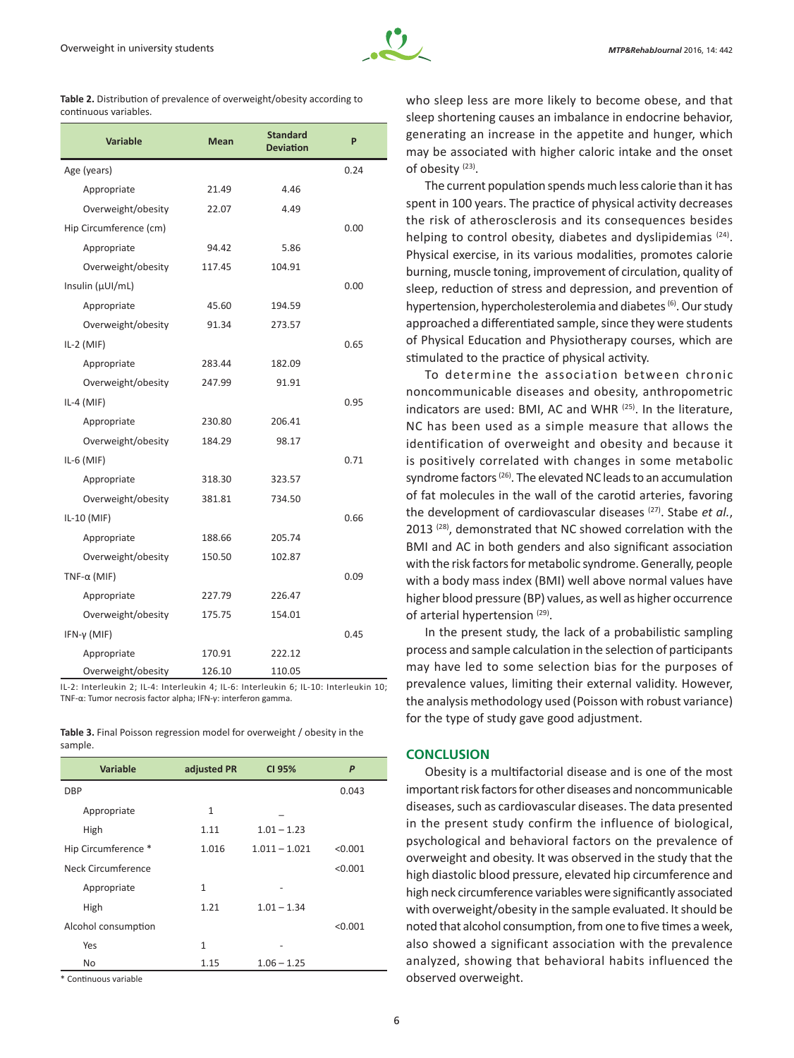**Table 2.** Distribution of prevalence of overweight/obesity according to continuous variables.

| Variable | Mean | Standard Deviation | P |
|---|---|---|---|
| Age (years) | | | 0.24 |
| Appropriate | 21.49 | 4.46 | |
| Overweight/obesity | 22.07 | 4.49 | |
| Hip Circumference (cm) | | | 0.00 |
| Appropriate | 94.42 | 5.86 | |
| Overweight/obesity | 117.45 | 104.91 | |
| Insulin (μUI/mL) | | | 0.00 |
| Appropriate | 45.60 | 194.59 | |
| Overweight/obesity | 91.34 | 273.57 | |
| IL-2 (MIF) | | | 0.65 |
| Appropriate | 283.44 | 182.09 | |
| Overweight/obesity | 247.99 | 91.91 | |
| IL-4 (MIF) | | | 0.95 |
| Appropriate | 230.80 | 206.41 | |
| Overweight/obesity | 184.29 | 98.17 | |
| IL-6 (MIF) | | | 0.71 |
| Appropriate | 318.30 | 323.57 | |
| Overweight/obesity | 381.81 | 734.50 | |
| IL-10 (MIF) | | | 0.66 |
| Appropriate | 188.66 | 205.74 | |
| Overweight/obesity | 150.50 | 102.87 | |
| TNF-α (MIF) | | | 0.09 |
| Appropriate | 227.79 | 226.47 | |
| Overweight/obesity | 175.75 | 154.01 | |
| IFN-γ (MIF) | | | 0.45 |
| Appropriate | 170.91 | 222.12 | |
| Overweight/obesity | 126.10 | 110.05 | |

IL-2: Interleukin 2; IL-4: Interleukin 4; IL-6: Interleukin 6; IL-10: Interleukin 10; TNF-α: Tumor necrosis factor alpha; IFN-γ: interferon gamma.

**Table 3.** Final Poisson regression model for overweight / obesity in the sample.

| Variable | adjusted PR | CI 95% | *P* |
|---|---|---|---|
| DBP | | | 0.043 |
| Appropriate | 1 | – | |
| High | 1.11 | 1.01 – 1.23 | |
| Hip Circumference * | 1.016 | 1.011 – 1.021 | <0.001 |
| Neck Circumference | | | <0.001 |
| Appropriate | 1 | - | |
| High | 1.21 | 1.01 – 1.34 | |
| Alcohol consumption | | | <0.001 |
| Yes | 1 | - | |
| No | 1.15 | 1.06 – 1.25 | |

\* Continuous variable

who sleep less are more likely to become obese, and that sleep shortening causes an imbalance in endocrine behavior, generating an increase in the appetite and hunger, which may be associated with higher caloric intake and the onset of obesity [23].

The current population spends much less calorie than it has spent in 100 years. The practice of physical activity decreases the risk of atherosclerosis and its consequences besides helping to control obesity, diabetes and dyslipidemias [24]. Physical exercise, in its various modalities, promotes calorie burning, muscle toning, improvement of circulation, quality of sleep, reduction of stress and depression, and prevention of hypertension, hypercholesterolemia and diabetes [6]. Our study approached a differentiated sample, since they were students of Physical Education and Physiotherapy courses, which are stimulated to the practice of physical activity.

To determine the association between chronic noncommunicable diseases and obesity, anthropometric indicators are used: BMI, AC and WHR [25]. In the literature, NC has been used as a simple measure that allows the identification of overweight and obesity and because it is positively correlated with changes in some metabolic syndrome factors [26]. The elevated NC leads to an accumulation of fat molecules in the wall of the carotid arteries, favoring the development of cardiovascular diseases [27]. Stabe *et al.*, 2013 [28], demonstrated that NC showed correlation with the BMI and AC in both genders and also significant association with the risk factors for metabolic syndrome. Generally, people with a body mass index (BMI) well above normal values have higher blood pressure (BP) values, as well as higher occurrence of arterial hypertension [29].

In the present study, the lack of a probabilistic sampling process and sample calculation in the selection of participants may have led to some selection bias for the purposes of prevalence values, limiting their external validity. However, the analysis methodology used (Poisson with robust variance) for the type of study gave good adjustment.

## CONCLUSION

Obesity is a multifactorial disease and is one of the most important risk factors for other diseases and noncommunicable diseases, such as cardiovascular diseases. The data presented in the present study confirm the influence of biological, psychological and behavioral factors on the prevalence of overweight and obesity. It was observed in the study that the high diastolic blood pressure, elevated hip circumference and high neck circumference variables were significantly associated with overweight/obesity in the sample evaluated. It should be noted that alcohol consumption, from one to five times a week, also showed a significant association with the prevalence analyzed, showing that behavioral habits influenced the observed overweight.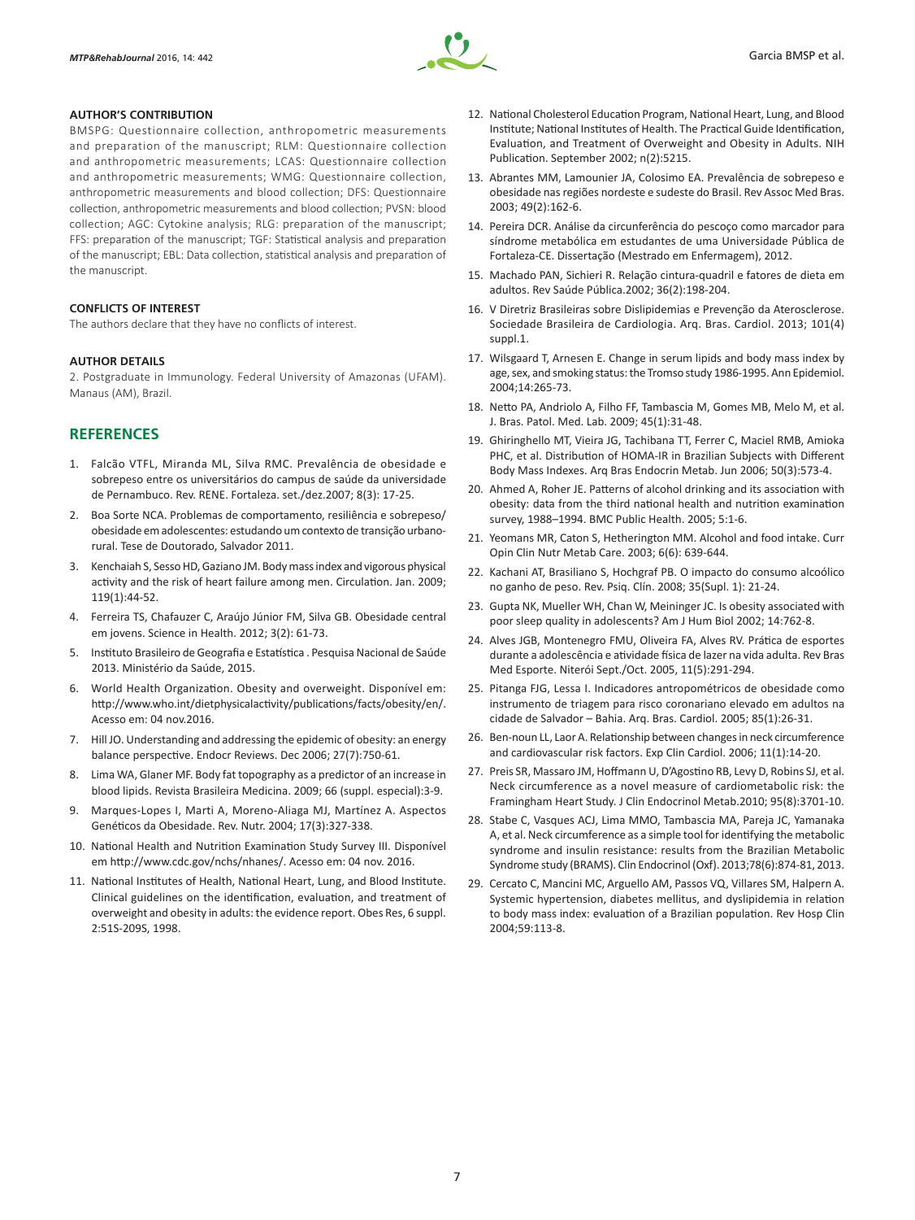#### AUTHOR'S CONTRIBUTION

BMSPG: Questionnaire collection, anthropometric measurements and preparation of the manuscript; RLM: Questionnaire collection and anthropometric measurements; LCAS: Questionnaire collection and anthropometric measurements; WMG: Questionnaire collection, anthropometric measurements and blood collection; DFS: Questionnaire collection, anthropometric measurements and blood collection; PVSN: blood collection; AGC: Cytokine analysis; RLG: preparation of the manuscript; FFS: preparation of the manuscript; TGF: Statistical analysis and preparation of the manuscript; EBL: Data collection, statistical analysis and preparation of the manuscript.

#### CONFLICTS OF INTEREST

The authors declare that they have no conflicts of interest.

#### AUTHOR DETAILS

2. Postgraduate in Immunology. Federal University of Amazonas (UFAM). Manaus (AM), Brazil.

## REFERENCES

1. Falcão VTFL, Miranda ML, Silva RMC. Prevalência de obesidade e sobrepeso entre os universitários do campus de saúde da universidade de Pernambuco. Rev. RENE. Fortaleza. set./dez.2007; 8(3): 17-25.
2. Boa Sorte NCA. Problemas de comportamento, resiliência e sobrepeso/obesidade em adolescentes: estudando um contexto de transição urbano-rural. Tese de Doutorado, Salvador 2011.
3. Kenchaiah S, Sesso HD, Gaziano JM. Body mass index and vigorous physical activity and the risk of heart failure among men. Circulation. Jan. 2009; 119(1):44-52.
4. Ferreira TS, Chafauzer C, Araújo Júnior FM, Silva GB. Obesidade central em jovens. Science in Health. 2012; 3(2): 61-73.
5. Instituto Brasileiro de Geografia e Estatística . Pesquisa Nacional de Saúde 2013. Ministério da Saúde, 2015.
6. World Health Organization. Obesity and overweight. Disponível em: http://www.who.int/dietphysicalactivity/publications/facts/obesity/en/. Acesso em: 04 nov.2016.
7. Hill JO. Understanding and addressing the epidemic of obesity: an energy balance perspective. Endocr Reviews. Dec 2006; 27(7):750-61.
8. Lima WA, Glaner MF. Body fat topography as a predictor of an increase in blood lipids. Revista Brasileira Medicina. 2009; 66 (suppl. especial):3-9.
9. Marques-Lopes I, Marti A, Moreno-Aliaga MJ, Martínez A. Aspectos Genéticos da Obesidade. Rev. Nutr. 2004; 17(3):327-338.
10. National Health and Nutrition Examination Study Survey III. Disponível em http://www.cdc.gov/nchs/nhanes/. Acesso em: 04 nov. 2016.
11. National Institutes of Health, National Heart, Lung, and Blood Institute. Clinical guidelines on the identification, evaluation, and treatment of overweight and obesity in adults: the evidence report. Obes Res, 6 suppl. 2:51S-209S, 1998.
12. National Cholesterol Education Program, National Heart, Lung, and Blood Institute; National Institutes of Health. The Practical Guide Identification, Evaluation, and Treatment of Overweight and Obesity in Adults. NIH Publication. September 2002; n(2):5215.
13. Abrantes MM, Lamounier JA, Colosimo EA. Prevalência de sobrepeso e obesidade nas regiões nordeste e sudeste do Brasil. Rev Assoc Med Bras. 2003; 49(2):162-6.
14. Pereira DCR. Análise da circunferência do pescoço como marcador para síndrome metabólica em estudantes de uma Universidade Pública de Fortaleza-CE. Dissertação (Mestrado em Enfermagem), 2012.
15. Machado PAN, Sichieri R. Relação cintura-quadril e fatores de dieta em adultos. Rev Saúde Pública.2002; 36(2):198-204.
16. V Diretriz Brasileiras sobre Dislipidemias e Prevenção da Aterosclerose. Sociedade Brasileira de Cardiologia. Arq. Bras. Cardiol. 2013; 101(4) suppl.1.
17. Wilsgaard T, Arnesen E. Change in serum lipids and body mass index by age, sex, and smoking status: the Tromso study 1986-1995. Ann Epidemiol. 2004;14:265-73.
18. Netto PA, Andriolo A, Filho FF, Tambascia M, Gomes MB, Melo M, et al. J. Bras. Patol. Med. Lab. 2009; 45(1):31-48.
19. Ghiringhello MT, Vieira JG, Tachibana TT, Ferrer C, Maciel RMB, Amioka PHC, et al. Distribution of HOMA-IR in Brazilian Subjects with Different Body Mass Indexes. Arq Bras Endocrin Metab. Jun 2006; 50(3):573-4.
20. Ahmed A, Roher JE. Patterns of alcohol drinking and its association with obesity: data from the third national health and nutrition examination survey, 1988–1994. BMC Public Health. 2005; 5:1-6.
21. Yeomans MR, Caton S, Hetherington MM. Alcohol and food intake. Curr Opin Clin Nutr Metab Care. 2003; 6(6): 639-644.
22. Kachani AT, Brasiliano S, Hochgraf PB. O impacto do consumo alcoólico no ganho de peso. Rev. Psiq. Clín. 2008; 35(Supl. 1): 21-24.
23. Gupta NK, Mueller WH, Chan W, Meininger JC. Is obesity associated with poor sleep quality in adolescents? Am J Hum Biol 2002; 14:762-8.
24. Alves JGB, Montenegro FMU, Oliveira FA, Alves RV. Prática de esportes durante a adolescência e atividade física de lazer na vida adulta. Rev Bras Med Esporte. Niterói Sept./Oct. 2005, 11(5):291-294.
25. Pitanga FJG, Lessa I. Indicadores antropométricos de obesidade como instrumento de triagem para risco coronariano elevado em adultos na cidade de Salvador – Bahia. Arq. Bras. Cardiol. 2005; 85(1):26-31.
26. Ben-noun LL, Laor A. Relationship between changes in neck circumference and cardiovascular risk factors. Exp Clin Cardiol. 2006; 11(1):14-20.
27. Preis SR, Massaro JM, Hoffmann U, D'Agostino RB, Levy D, Robins SJ, et al. Neck circumference as a novel measure of cardiometabolic risk: the Framingham Heart Study. J Clin Endocrinol Metab.2010; 95(8):3701-10.
28. Stabe C, Vasques ACJ, Lima MMO, Tambascia MA, Pareja JC, Yamanaka A, et al. Neck circumference as a simple tool for identifying the metabolic syndrome and insulin resistance: results from the Brazilian Metabolic Syndrome study (BRAMS). Clin Endocrinol (Oxf). 2013;78(6):874-81, 2013.
29. Cercato C, Mancini MC, Arguello AM, Passos VQ, Villares SM, Halpern A. Systemic hypertension, diabetes mellitus, and dyslipidemia in relation to body mass index: evaluation of a Brazilian population. Rev Hosp Clin 2004;59:113-8.